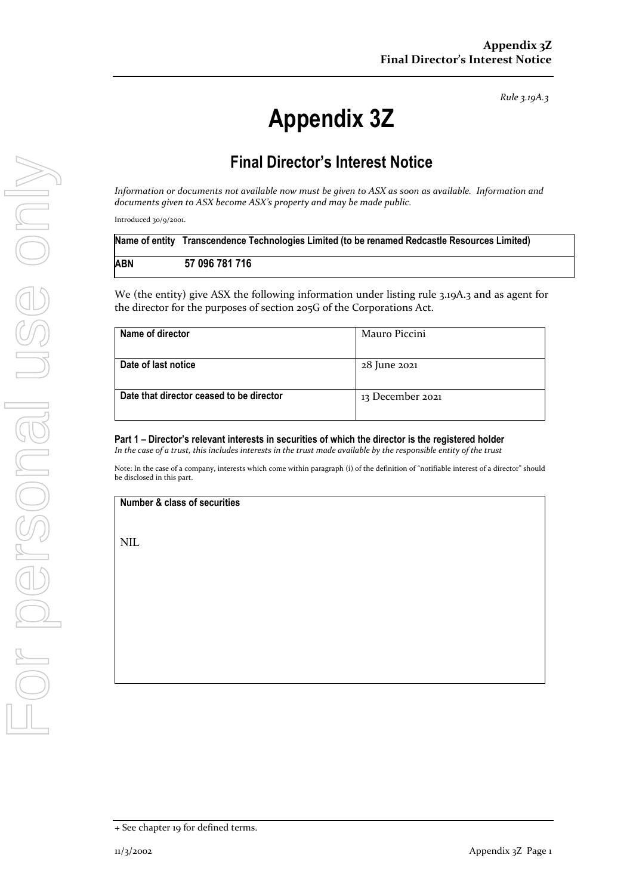*Rule 3.19A.3*

# Appendix 3Z

## Final Director's Interest Notice

*Information or documents not available now must be given to ASX as soon as available. Information and documents given to ASX become ASX's property and may be made public.*

Introduced 30/9/2001.

| Name of entity | Transcendence Technologies Limited (to be renamed Redcastle Resources Limited) |
|---|---|
| ABN | 57 096 781 716 |

We (the entity) give ASX the following information under listing rule 3.19A.3 and as agent for the director for the purposes of section 205G of the Corporations Act.

| Name of director | Mauro Piccini |
|---|---|
| Date of last notice | 28 June 2021 |
| Date that director ceased to be director | 13 December 2021 |

### Part 1 – Director's relevant interests in securities of which the director is the registered holder

*In the case of a trust, this includes interests in the trust made available by the responsible entity of the trust*

Note: In the case of a company, interests which come within paragraph (i) of the definition of "notifiable interest of a director" should be disclosed in this part.

| Number & class of securities |
|---|
| NIL |

+ See chapter 19 for defined terms.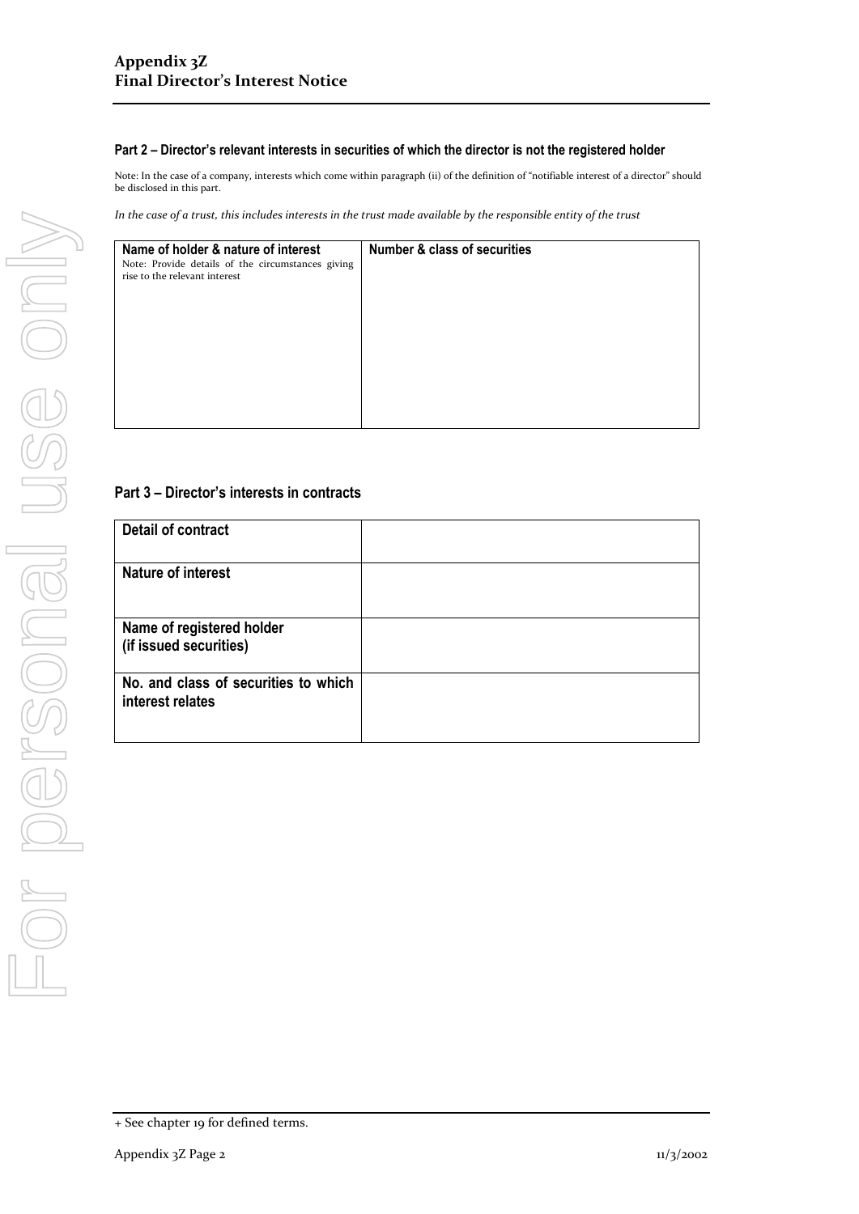## Part 2 – Director's relevant interests in securities of which the director is not the registered holder

Note: In the case of a company, interests which come within paragraph (ii) of the definition of "notifiable interest of a director" should be disclosed in this part.

*In the case of a trust, this includes interests in the trust made available by the responsible entity of the trust*

| Name of holder & nature of interest<br>Note: Provide details of the circumstances giving rise to the relevant interest | Number & class of securities |
|---|---|
| | |

## Part 3 – Director's interests in contracts

| | |
|---|---|
| **Detail of contract** | |
| **Nature of interest** | |
| **Name of registered holder (if issued securities)** | |
| **No. and class of securities to which interest relates** | |

+ See chapter 19 for defined terms.